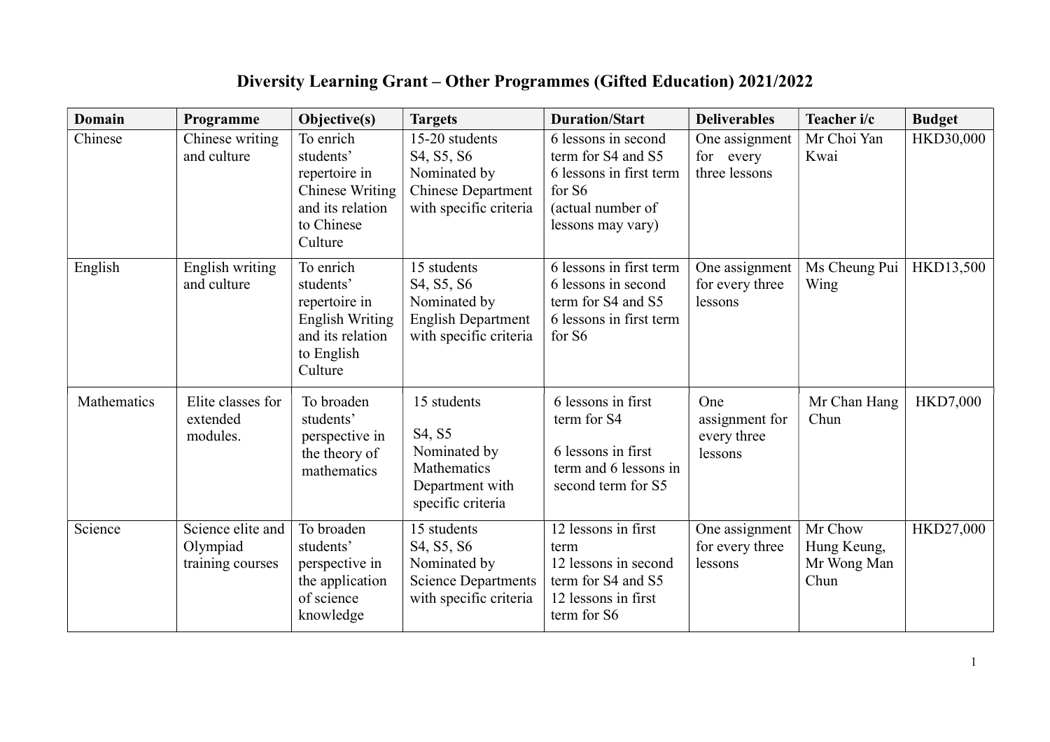# Diversity Learning Grant – Other Programmes (Gifted Education) 2021/2022

| Domain | Programme | Objective(s) | Targets | Duration/Start | Deliverables | Teacher i/c | Budget |
|---|---|---|---|---|---|---|---|
| Chinese | Chinese writing and culture | To enrich students' repertoire in Chinese Writing and its relation to Chinese Culture | 15-20 students<br>S4, S5, S6<br>Nominated by Chinese Department with specific criteria | 6 lessons in second term for S4 and S5<br>6 lessons in first term for S6<br>(actual number of lessons may vary) | One assignment for every three lessons | Mr Choi Yan Kwai | HKD30,000 |
| English | English writing and culture | To enrich students' repertoire in English Writing and its relation to English Culture | 15 students<br>S4, S5, S6<br>Nominated by English Department with specific criteria | 6 lessons in first term<br>6 lessons in second term for S4 and S5<br>6 lessons in first term for S6 | One assignment for every three lessons | Ms Cheung Pui Wing | HKD13,500 |
| Mathematics | Elite classes for extended modules. | To broaden students' perspective in the theory of mathematics | 15 students<br><br>S4, S5<br>Nominated by Mathematics Department with specific criteria | 6 lessons in first term for S4<br><br>6 lessons in first term and 6 lessons in second term for S5 | One assignment for every three lessons | Mr Chan Hang Chun | HKD7,000 |
| Science | Science elite and Olympiad training courses | To broaden students' perspective in the application of science knowledge | 15 students<br>S4, S5, S6<br>Nominated by Science Departments with specific criteria | 12 lessons in first term<br>12 lessons in second term for S4 and S5<br>12 lessons in first term for S6 | One assignment for every three lessons | Mr Chow Hung Keung, Mr Wong Man Chun | HKD27,000 |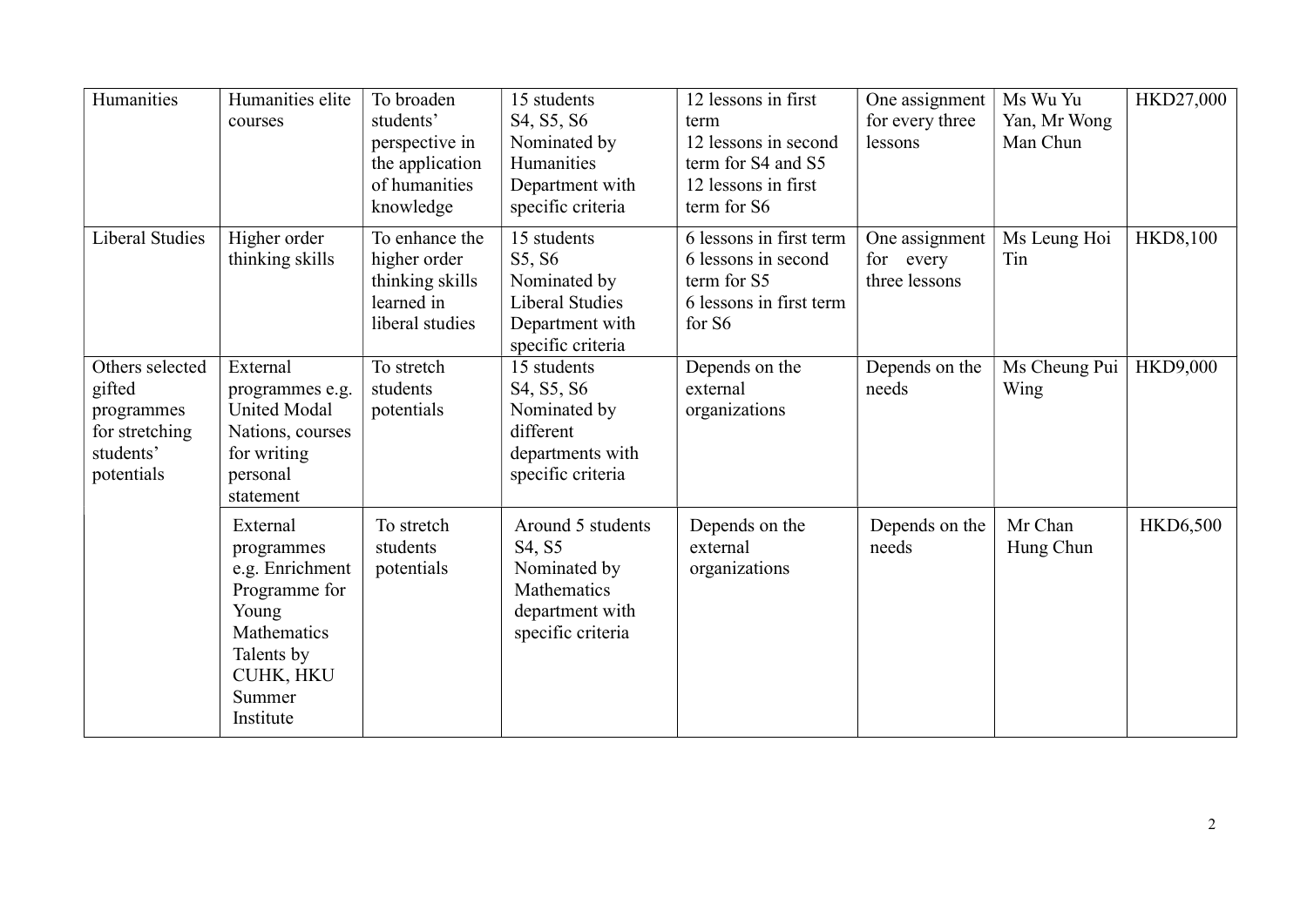| | | | | | | | |
|---|---|---|---|---|---|---|---|
| Humanities | Humanities elite courses | To broaden students' perspective in the application of humanities knowledge | 15 students S4, S5, S6 Nominated by Humanities Department with specific criteria | 12 lessons in first term 12 lessons in second term for S4 and S5 12 lessons in first term for S6 | One assignment for every three lessons | Ms Wu Yu Yan, Mr Wong Man Chun | HKD27,000 |
| Liberal Studies | Higher order thinking skills | To enhance the higher order thinking skills learned in liberal studies | 15 students S5, S6 Nominated by Liberal Studies Department with specific criteria | 6 lessons in first term 6 lessons in second term for S5 6 lessons in first term for S6 | One assignment for every three lessons | Ms Leung Hoi Tin | HKD8,100 |
| Others selected gifted programmes for stretching students' potentials | External programmes e.g. United Modal Nations, courses for writing personal statement | To stretch students potentials | 15 students S4, S5, S6 Nominated by different departments with specific criteria | Depends on the external organizations | Depends on the needs | Ms Cheung Pui Wing | HKD9,000 |
| | External programmes e.g. Enrichment Programme for Young Mathematics Talents by CUHK, HKU Summer Institute | To stretch students potentials | Around 5 students S4, S5 Nominated by Mathematics department with specific criteria | Depends on the external organizations | Depends on the needs | Mr Chan Hung Chun | HKD6,500 |